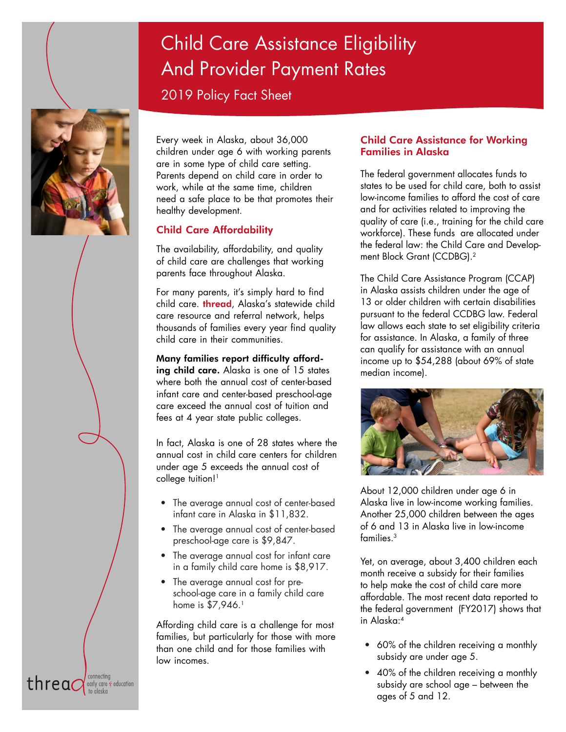# Child Care Assistance Eligibility And Provider Payment Rates

## 2019 Policy Fact Sheet

Every week in Alaska, about 36,000 children under age 6 with working parents are in some type of child care setting. Parents depend on child care in order to work, while at the same time, children need a safe place to be that promotes their healthy development.

### Child Care Affordability

The availability, affordability, and quality of child care are challenges that working parents face throughout Alaska.

For many parents, it's simply hard to find child care. **thread**, Alaska's statewide child care resource and referral network, helps thousands of families every year find quality child care in their communities.

**Many families report difficulty affording child care.** Alaska is one of 15 states where both the annual cost of center-based infant care and center-based preschool-age care exceed the annual cost of tuition and fees at 4 year state public colleges.

In fact, Alaska is one of 28 states where the annual cost in child care centers for children under age 5 exceeds the annual cost of college tuition![1]

- The average annual cost of center-based infant care in Alaska in $11,832.
- The average annual cost of center-based preschool-age care is $9,847.
- The average annual cost for infant care in a family child care home is $8,917.
- The average annual cost for preschool-age care in a family child care home is $7,946.[1]

Affording child care is a challenge for most families, but particularly for those with more than one child and for those families with low incomes.

### Child Care Assistance for Working Families in Alaska

The federal government allocates funds to states to be used for child care, both to assist low-income families to afford the cost of care and for activities related to improving the quality of care (i.e., training for the child care workforce). These funds are allocated under the federal law: the Child Care and Development Block Grant (CCDBG).[2]

The Child Care Assistance Program (CCAP) in Alaska assists children under the age of 13 or older children with certain disabilities pursuant to the federal CCDBG law. Federal law allows each state to set eligibility criteria for assistance. In Alaska, a family of three can qualify for assistance with an annual income up to $54,288 (about 69% of state median income).

About 12,000 children under age 6 in Alaska live in low-income working families. Another 25,000 children between the ages of 6 and 13 in Alaska live in low-income families.[3]

Yet, on average, about 3,400 children each month receive a subsidy for their families to help make the cost of child care more affordable. The most recent data reported to the federal government (FY2017) shows that in Alaska:[4]

- 60% of the children receiving a monthly subsidy are under age 5.
- 40% of the children receiving a monthly subsidy are school age – between the ages of 5 and 12.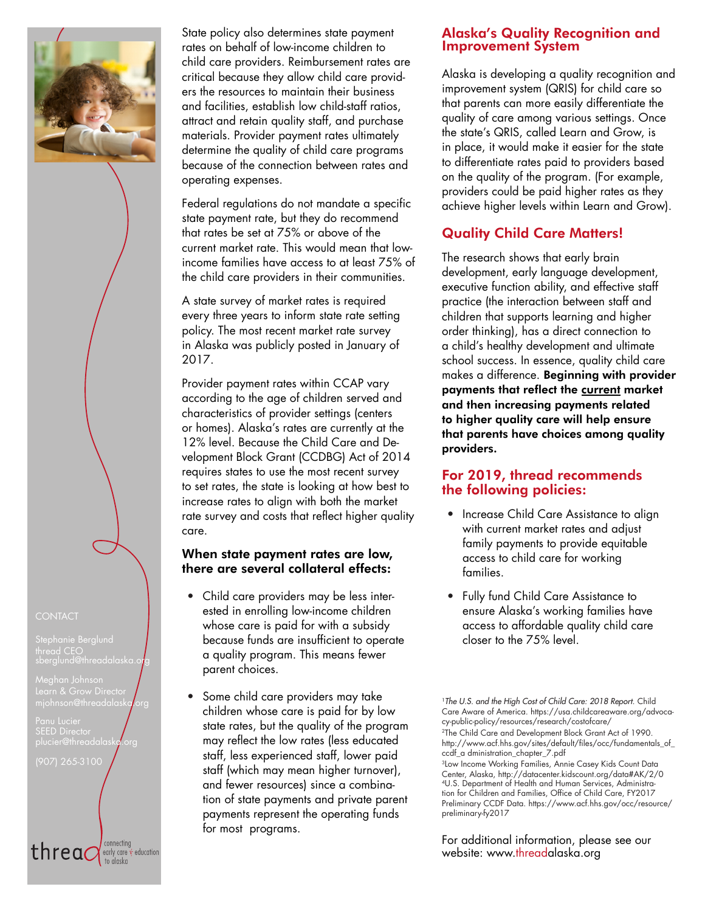State policy also determines state payment rates on behalf of low-income children to child care providers. Reimbursement rates are critical because they allow child care providers the resources to maintain their business and facilities, establish low child-staff ratios, attract and retain quality staff, and purchase materials. Provider payment rates ultimately determine the quality of child care programs because of the connection between rates and operating expenses.

Federal regulations do not mandate a specific state payment rate, but they do recommend that rates be set at 75% or above of the current market rate. This would mean that low-income families have access to at least 75% of the child care providers in their communities.

A state survey of market rates is required every three years to inform state rate setting policy. The most recent market rate survey in Alaska was publicly posted in January of 2017.

Provider payment rates within CCAP vary according to the age of children served and characteristics of provider settings (centers or homes). Alaska's rates are currently at the 12% level. Because the Child Care and Development Block Grant (CCDBG) Act of 2014 requires states to use the most recent survey to set rates, the state is looking at how best to increase rates to align with both the market rate survey and costs that reflect higher quality care.

### When state payment rates are low, there are several collateral effects:

- Child care providers may be less interested in enrolling low-income children whose care is paid for with a subsidy because funds are insufficient to operate a quality program. This means fewer parent choices.
- Some child care providers may take children whose care is paid for by low state rates, but the quality of the program may reflect the low rates (less educated staff, less experienced staff, lower paid staff (which may mean higher turnover), and fewer resources) since a combination of state payments and private parent payments represent the operating funds for most programs.

## Alaska's Quality Recognition and Improvement System

Alaska is developing a quality recognition and improvement system (QRIS) for child care so that parents can more easily differentiate the quality of care among various settings. Once the state's QRIS, called Learn and Grow, is in place, it would make it easier for the state to differentiate rates paid to providers based on the quality of the program. (For example, providers could be paid higher rates as they achieve higher levels within Learn and Grow).

## Quality Child Care Matters!

The research shows that early brain development, early language development, executive function ability, and effective staff practice (the interaction between staff and children that supports learning and higher order thinking), has a direct connection to a child's healthy development and ultimate school success. In essence, quality child care makes a difference. **Beginning with provider payments that reflect the current market and then increasing payments related to higher quality care will help ensure that parents have choices among quality providers.**

## For 2019, thread recommends the following policies:

- Increase Child Care Assistance to align with current market rates and adjust family payments to provide equitable access to child care for working families.
- Fully fund Child Care Assistance to ensure Alaska's working families have access to affordable quality child care closer to the 75% level.

[1] *The U.S. and the High Cost of Child Care: 2018 Report.* Child Care Aware of America. https://usa.childcareaware.org/advocacy-public-policy/resources/research/costofcare/
[2] The Child Care and Development Block Grant Act of 1990. http://www.acf.hhs.gov/sites/default/files/occ/fundamentals_of_ccdf_a dministration_chapter_7.pdf
[3] Low Income Working Families, Annie Casey Kids Count Data Center, Alaska, http://datacenter.kidscount.org/data#AK/2/0
[4] U.S. Department of Health and Human Services, Administration for Children and Families, Office of Child Care, FY2017 Preliminary CCDF Data. https://www.acf.hhs.gov/occ/resource/preliminary-fy2017

For additional information, please see our website: www.threadalaska.org

CONTACT

Stephanie Berglund
thread CEO
sberglund@threadalaska.org

Meghan Johnson
Learn & Grow Director
mjohnson@threadalaska.org

Panu Lucier
SEED Director
plucier@threadalaska.org

(907) 265-3100

thread connecting early care & education to alaska